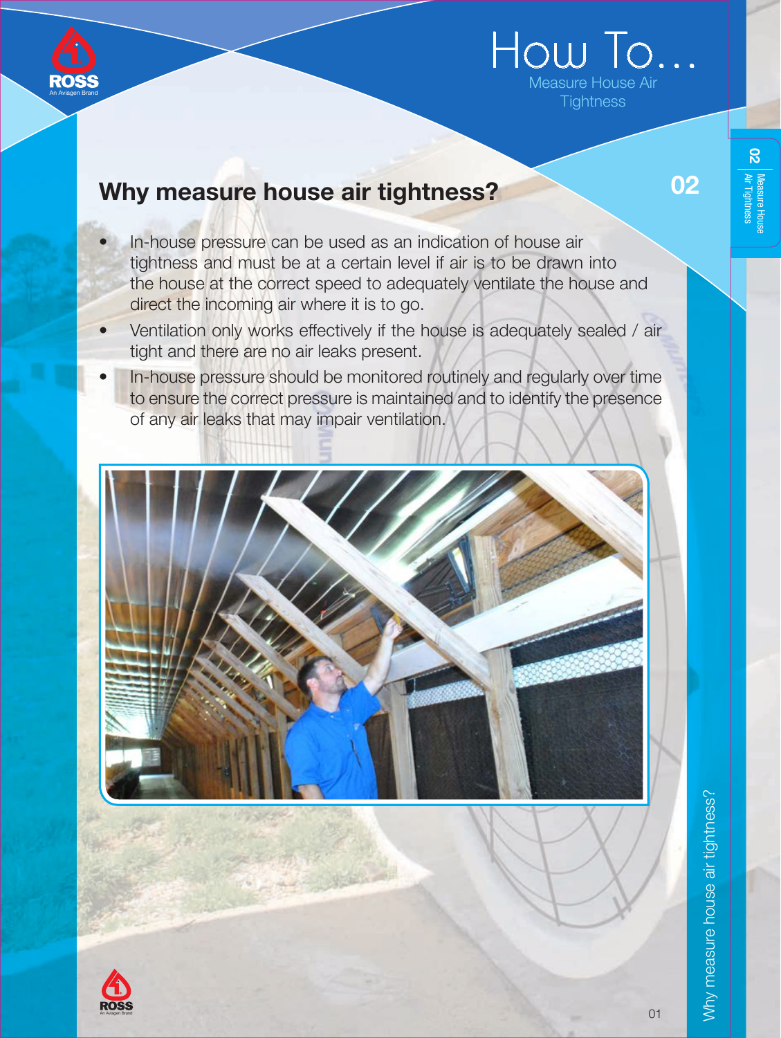# How To...

Measure House Air Tightness

## Why measure house air tightness?

- In-house pressure can be used as an indication of house air tightness and must be at a certain level if air is to be drawn into the house at the correct speed to adequately ventilate the house and direct the incoming air where it is to go.
- Ventilation only works effectively if the house is adequately sealed / air tight and there are no air leaks present.
- In-house pressure should be monitored routinely and regularly over time to ensure the correct pressure is maintained and to identify the presence of any air leaks that may impair ventilation.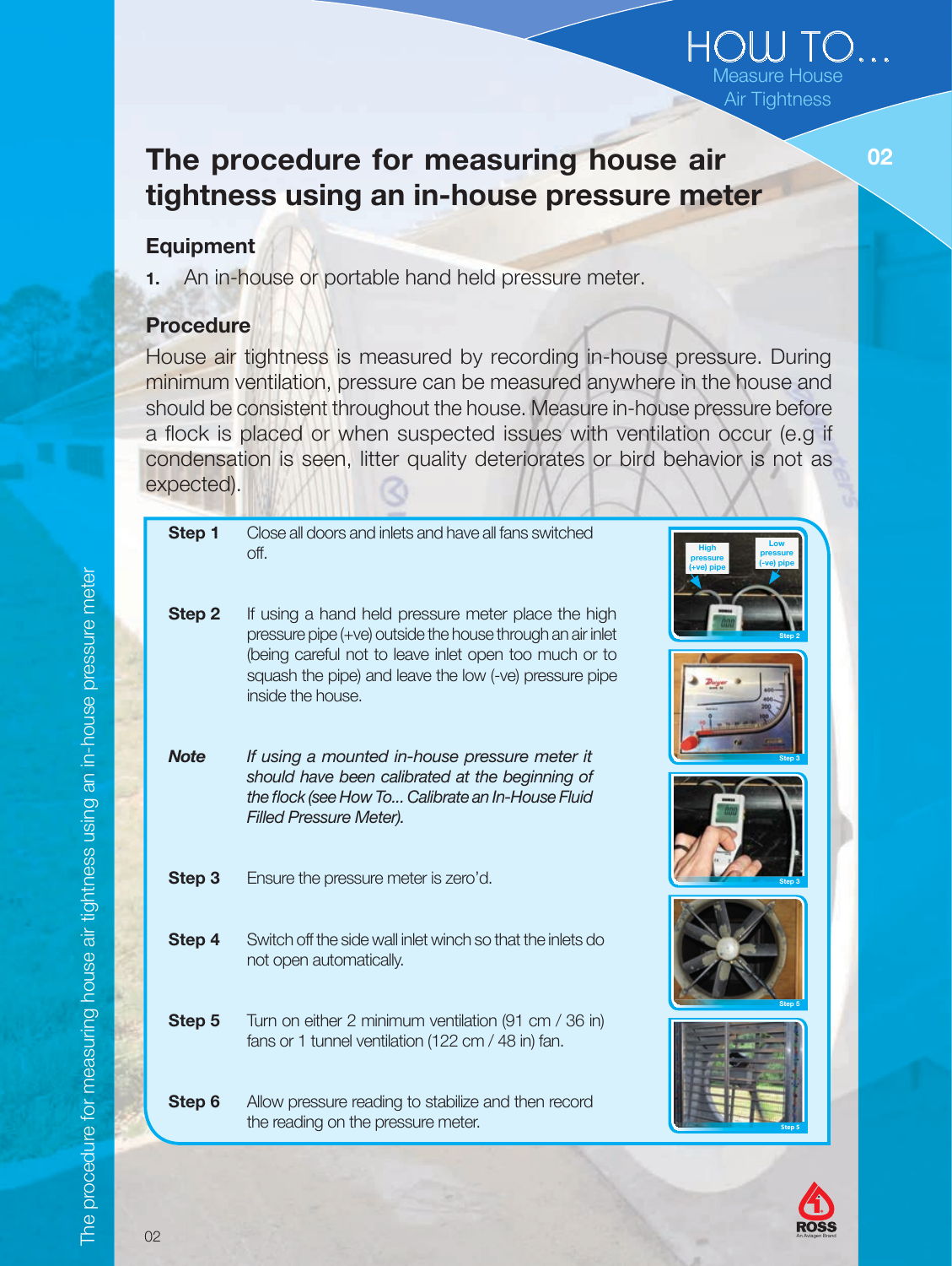# The procedure for measuring house air tightness using an in-house pressure meter

## Equipment

1. An in-house or portable hand held pressure meter.

## Procedure

House air tightness is measured by recording in-house pressure. During minimum ventilation, pressure can be measured anywhere in the house and should be consistent throughout the house. Measure in-house pressure before a flock is placed or when suspected issues with ventilation occur (e.g if condensation is seen, litter quality deteriorates or bird behavior is not as expected).

**Step 1** Close all doors and inlets and have all fans switched off.

**Step 2** If using a hand held pressure meter place the high pressure pipe (+ve) outside the house through an air inlet (being careful not to leave inlet open too much or to squash the pipe) and leave the low (-ve) pressure pipe inside the house.

***Note*** *If using a mounted in-house pressure meter it should have been calibrated at the beginning of the flock (see How To... Calibrate an In-House Fluid Filled Pressure Meter).*

**Step 3** Ensure the pressure meter is zero'd.

**Step 4** Switch off the side wall inlet winch so that the inlets do not open automatically.

**Step 5** Turn on either 2 minimum ventilation (91 cm / 36 in) fans or 1 tunnel ventilation (122 cm / 48 in) fan.

**Step 6** Allow pressure reading to stabilize and then record the reading on the pressure meter.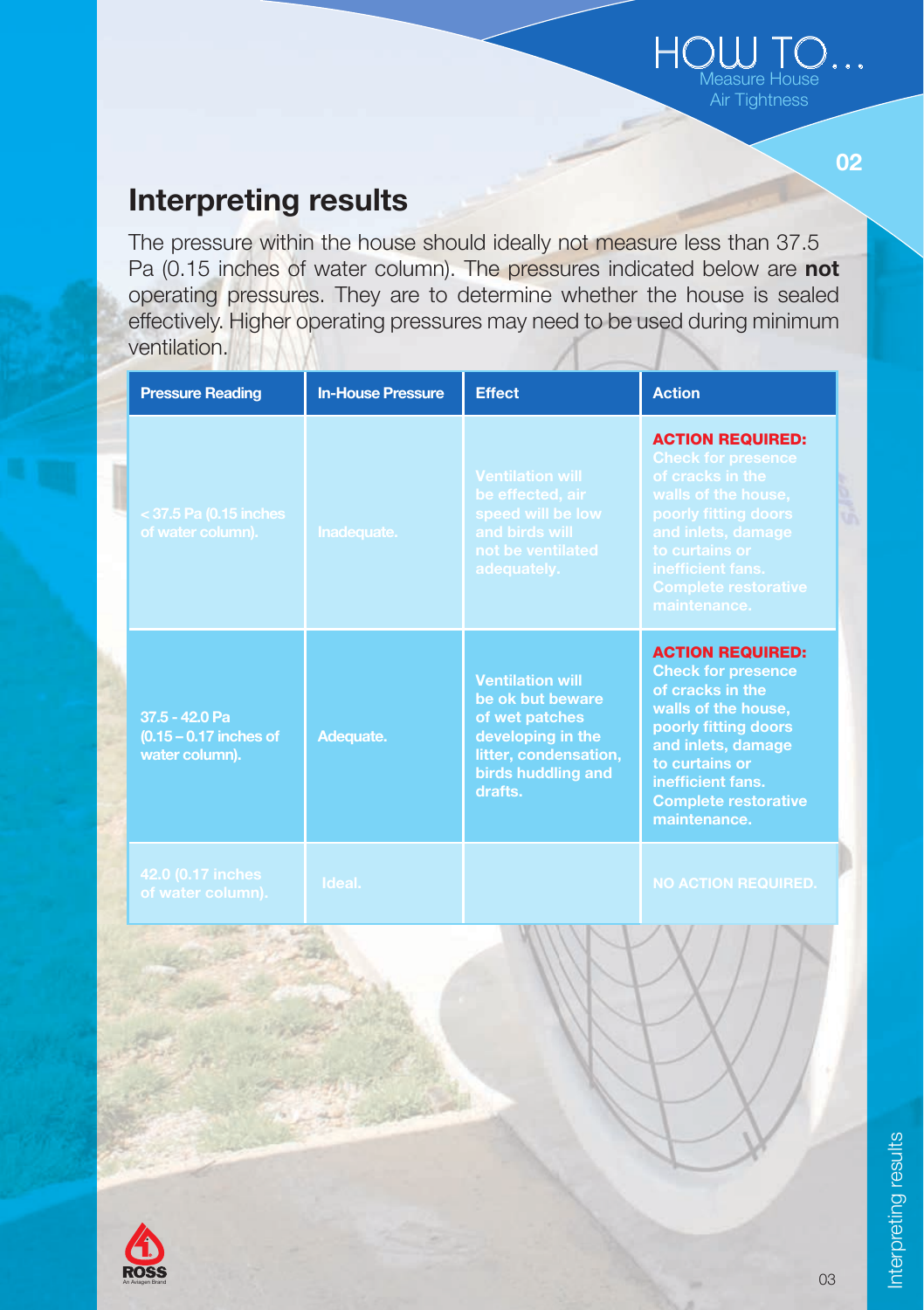## Interpreting results

The pressure within the house should ideally not measure less than 37.5 Pa (0.15 inches of water column). The pressures indicated below are **not** operating pressures. They are to determine whether the house is sealed effectively. Higher operating pressures may need to be used during minimum ventilation.

| Pressure Reading | In-House Pressure | Effect | Action |
|---|---|---|---|
| < 37.5 Pa (0.15 inches of water column). | Inadequate. | Ventilation will be effected, air speed will be low and birds will not be ventilated adequately. | **ACTION REQUIRED:** Check for presence of cracks in the walls of the house, poorly fitting doors and inlets, damage to curtains or inefficient fans. Complete restorative maintenance. |
| 37.5 - 42.0 Pa (0.15 – 0.17 inches of water column). | Adequate. | Ventilation will be ok but beware of wet patches developing in the litter, condensation, birds huddling and drafts. | **ACTION REQUIRED:** Check for presence of cracks in the walls of the house, poorly fitting doors and inlets, damage to curtains or inefficient fans. Complete restorative maintenance. |
| 42.0 (0.17 inches of water column). | Ideal. | | NO ACTION REQUIRED. |